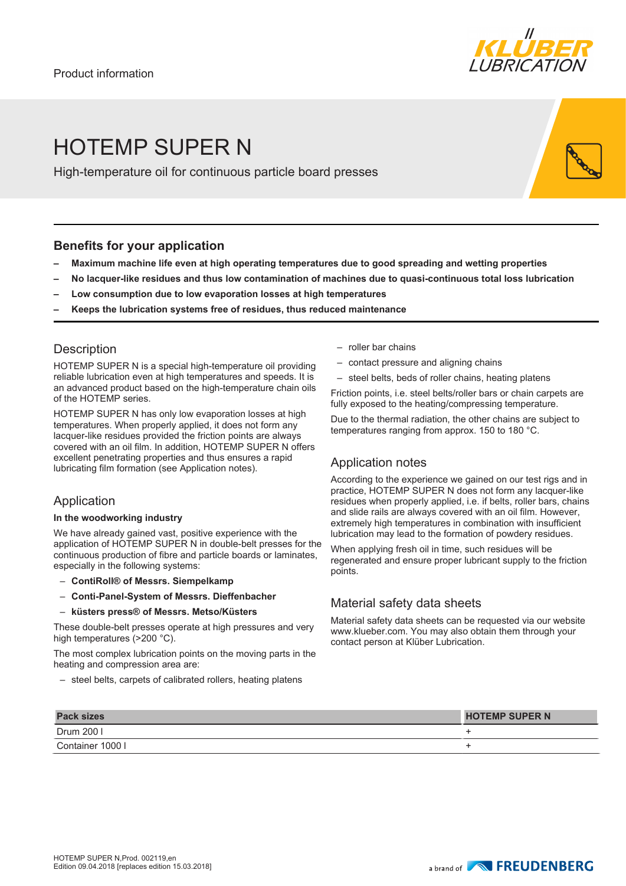Product information

# HOTEMP SUPER N

High-temperature oil for continuous particle board presses

## Benefits for your application

- **Maximum machine life even at high operating temperatures due to good spreading and wetting properties**
- **No lacquer-like residues and thus low contamination of machines due to quasi-continuous total loss lubrication**
- **Low consumption due to low evaporation losses at high temperatures**
- **Keeps the lubrication systems free of residues, thus reduced maintenance**

## Description

HOTEMP SUPER N is a special high-temperature oil providing reliable lubrication even at high temperatures and speeds. It is an advanced product based on the high-temperature chain oils of the HOTEMP SUPER series.

HOTEMP SUPER N has only low evaporation losses at high temperatures. When properly applied, it does not form any lacquer-like residues provided the friction points are always covered with an oil film. In addition, HOTEMP SUPER N offers excellent penetrating properties and thus ensures a rapid lubricating film formation (see Application notes).

## Application

**In the woodworking industry**

We have already gained vast, positive experience with the application of HOTEMP SUPER N in double-belt presses for the continuous production of fibre and particle boards or laminates, especially in the following systems:

- **ContiRoll® of Messrs. Siempelkamp**
- **Conti-Panel-System of Messrs. Dieffenbacher**
- **küsters press® of Messrs. Metso/Küsters**

These double-belt presses operate at high pressures and very high temperatures (>200 °C).

The most complex lubrication points on the moving parts in the heating and compression area are:

- steel belts, carpets of calibrated rollers, heating platens
- roller bar chains
- contact pressure and aligning chains
- steel belts, beds of roller chains, heating platens

Friction points, i.e. steel belts/roller bars or chain carpets are fully exposed to the heating/compressing temperature.

Due to the thermal radiation, the other chains are subject to temperatures ranging from approx. 150 to 180 °C.

## Application notes

According to the experience we gained on our test rigs and in practice, HOTEMP SUPER N does not form any lacquer-like residues when properly applied, i.e. if belts, roller bars, chains and slide rails are always covered with an oil film. However, extremely high temperatures in combination with insufficient lubrication may lead to the formation of powdery residues.

When applying fresh oil in time, such residues will be regenerated and ensure proper lubricant supply to the friction points.

## Material safety data sheets

Material safety data sheets can be requested via our website www.klueber.com. You may also obtain them through your contact person at Klüber Lubrication.

| Pack sizes | HOTEMP SUPER N |
|---|---|
| Drum 200 l | + |
| Container 1000 l | + |

HOTEMP SUPER N,Prod. 002119,en
Edition 09.04.2018 [replaces edition 15.03.2018]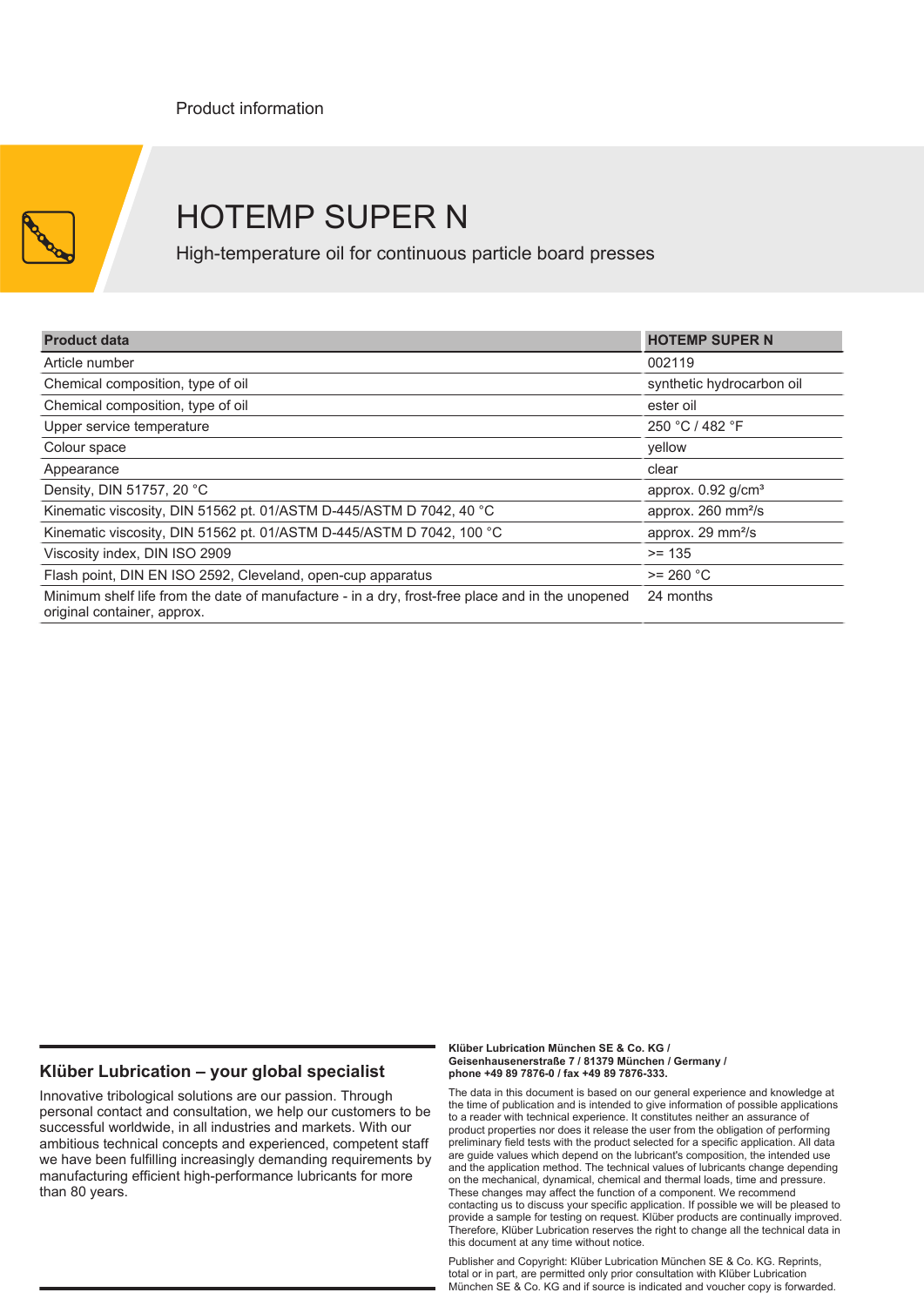Product information

# HOTEMP SUPER N

High-temperature oil for continuous particle board presses

| Product data | HOTEMP SUPER N |
|---|---|
| Article number | 002119 |
| Chemical composition, type of oil | synthetic hydrocarbon oil |
| Chemical composition, type of oil | ester oil |
| Upper service temperature | 250 °C / 482 °F |
| Colour space | yellow |
| Appearance | clear |
| Density, DIN 51757, 20 °C | approx. 0.92 g/cm³ |
| Kinematic viscosity, DIN 51562 pt. 01/ASTM D-445/ASTM D 7042, 40 °C | approx. 260 mm²/s |
| Kinematic viscosity, DIN 51562 pt. 01/ASTM D-445/ASTM D 7042, 100 °C | approx. 29 mm²/s |
| Viscosity index, DIN ISO 2909 | >= 135 |
| Flash point, DIN EN ISO 2592, Cleveland, open-cup apparatus | >= 260 °C |
| Minimum shelf life from the date of manufacture - in a dry, frost-free place and in the unopened original container, approx. | 24 months |

## Klüber Lubrication – your global specialist

Innovative tribological solutions are our passion. Through personal contact and consultation, we help our customers to be successful worldwide, in all industries and markets. With our ambitious technical concepts and experienced, competent staff we have been fulfilling increasingly demanding requirements by manufacturing efficient high-performance lubricants for more than 80 years.

**Klüber Lubrication München SE & Co. KG / Geisenhausenerstraße 7 / 81379 München / Germany / phone +49 89 7876-0 / fax +49 89 7876-333.**

The data in this document is based on our general experience and knowledge at the time of publication and is intended to give information of possible applications to a reader with technical experience. It constitutes neither an assurance of product properties nor does it release the user from the obligation of performing preliminary field tests with the product selected for a specific application. All data are guide values which depend on the lubricant's composition, the intended use and the application method. The technical values of lubricants change depending on the mechanical, dynamical, chemical and thermal loads, time and pressure. These changes may affect the function of a component. We recommend contacting us to discuss your specific application. If possible we will be pleased to provide a sample for testing on request. Klüber products are continually improved. Therefore, Klüber Lubrication reserves the right to change all the technical data in this document at any time without notice.

Publisher and Copyright: Klüber Lubrication München SE & Co. KG. Reprints, total or in part, are permitted only prior consultation with Klüber Lubrication München SE & Co. KG and if source is indicated and voucher copy is forwarded.